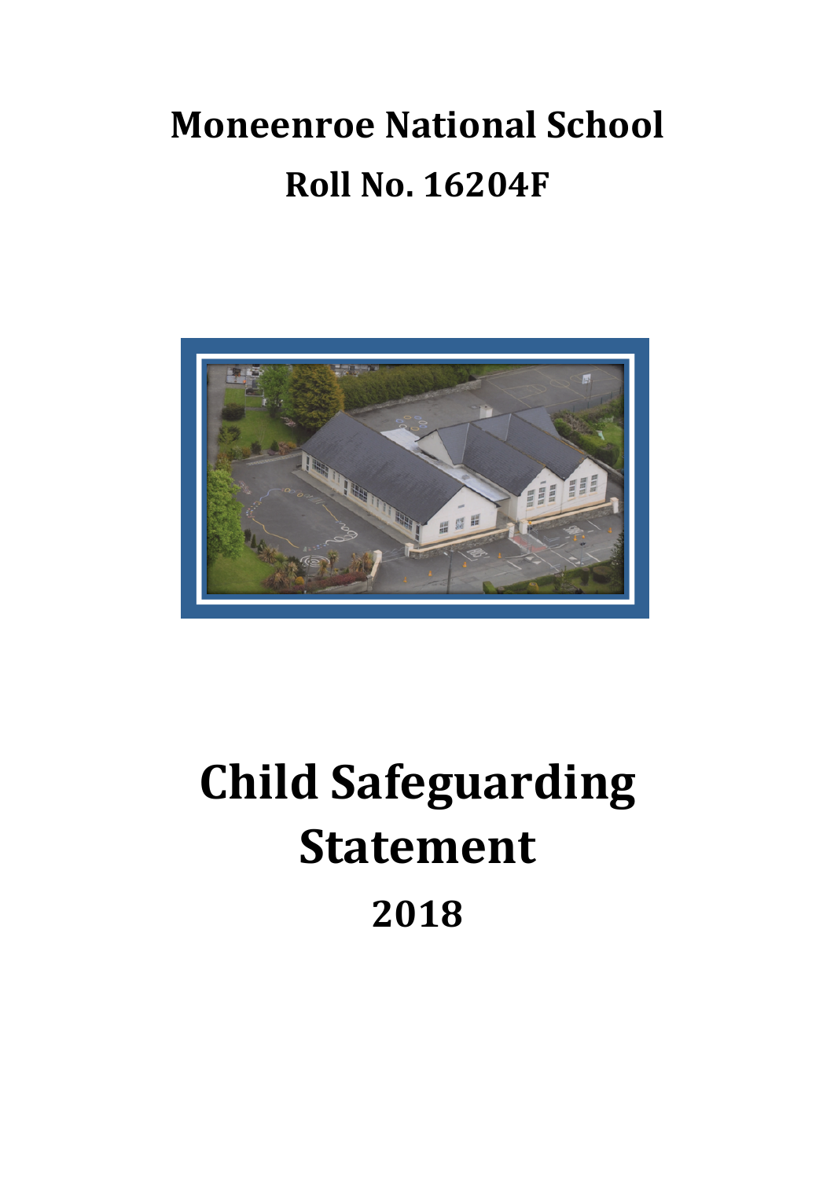# Moneenroe National School

## Roll No. 16204F

# Child Safeguarding Statement

## 2018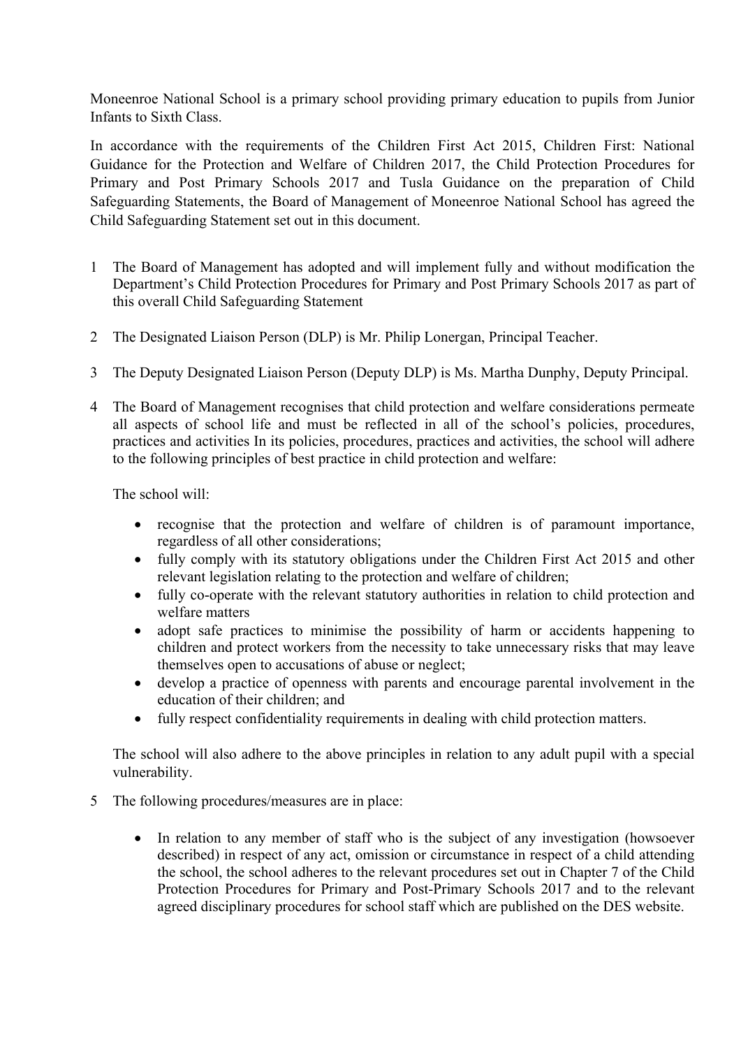Moneenroe National School is a primary school providing primary education to pupils from Junior Infants to Sixth Class.

In accordance with the requirements of the Children First Act 2015, Children First: National Guidance for the Protection and Welfare of Children 2017, the Child Protection Procedures for Primary and Post Primary Schools 2017 and Tusla Guidance on the preparation of Child Safeguarding Statements, the Board of Management of Moneenroe National School has agreed the Child Safeguarding Statement set out in this document.

1. The Board of Management has adopted and will implement fully and without modification the Department's Child Protection Procedures for Primary and Post Primary Schools 2017 as part of this overall Child Safeguarding Statement

2. The Designated Liaison Person (DLP) is Mr. Philip Lonergan, Principal Teacher.

3. The Deputy Designated Liaison Person (Deputy DLP) is Ms. Martha Dunphy, Deputy Principal.

4. The Board of Management recognises that child protection and welfare considerations permeate all aspects of school life and must be reflected in all of the school's policies, procedures, practices and activities In its policies, procedures, practices and activities, the school will adhere to the following principles of best practice in child protection and welfare:

   The school will:

   - recognise that the protection and welfare of children is of paramount importance, regardless of all other considerations;
   - fully comply with its statutory obligations under the Children First Act 2015 and other relevant legislation relating to the protection and welfare of children;
   - fully co-operate with the relevant statutory authorities in relation to child protection and welfare matters
   - adopt safe practices to minimise the possibility of harm or accidents happening to children and protect workers from the necessity to take unnecessary risks that may leave themselves open to accusations of abuse or neglect;
   - develop a practice of openness with parents and encourage parental involvement in the education of their children; and
   - fully respect confidentiality requirements in dealing with child protection matters.

   The school will also adhere to the above principles in relation to any adult pupil with a special vulnerability.

5. The following procedures/measures are in place:

   - In relation to any member of staff who is the subject of any investigation (howsoever described) in respect of any act, omission or circumstance in respect of a child attending the school, the school adheres to the relevant procedures set out in Chapter 7 of the Child Protection Procedures for Primary and Post-Primary Schools 2017 and to the relevant agreed disciplinary procedures for school staff which are published on the DES website.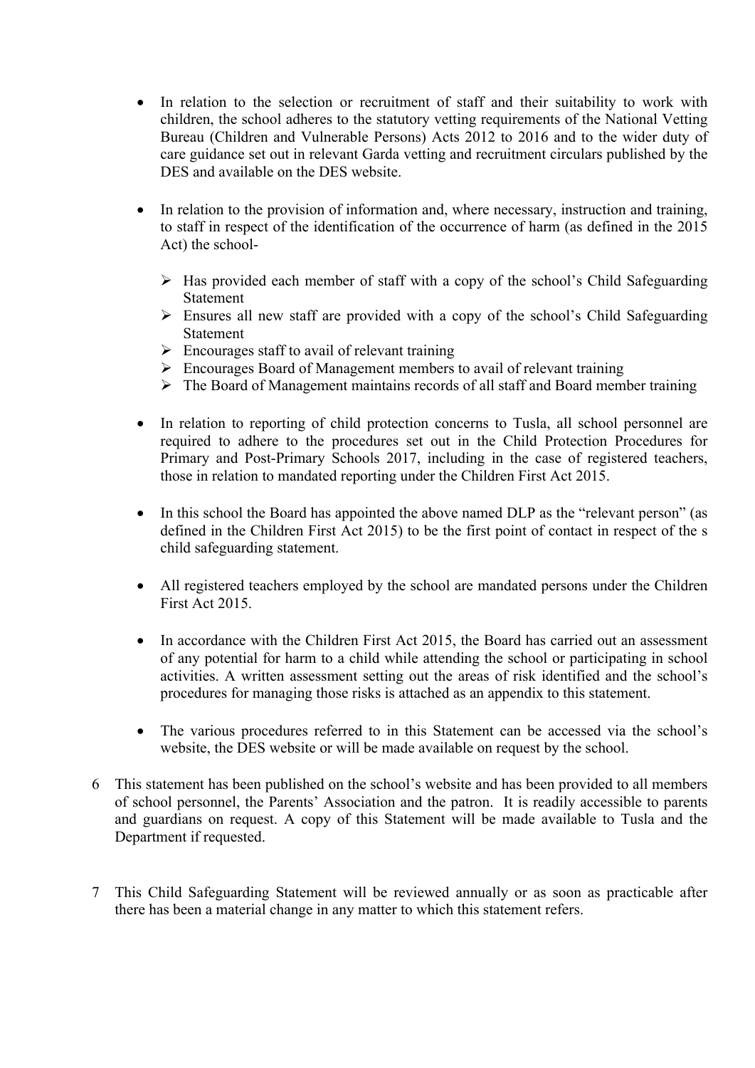- In relation to the selection or recruitment of staff and their suitability to work with children, the school adheres to the statutory vetting requirements of the National Vetting Bureau (Children and Vulnerable Persons) Acts 2012 to 2016 and to the wider duty of care guidance set out in relevant Garda vetting and recruitment circulars published by the DES and available on the DES website.

- In relation to the provision of information and, where necessary, instruction and training, to staff in respect of the identification of the occurrence of harm (as defined in the 2015 Act) the school-

  - Has provided each member of staff with a copy of the school's Child Safeguarding Statement
  - Ensures all new staff are provided with a copy of the school's Child Safeguarding Statement
  - Encourages staff to avail of relevant training
  - Encourages Board of Management members to avail of relevant training
  - The Board of Management maintains records of all staff and Board member training

- In relation to reporting of child protection concerns to Tusla, all school personnel are required to adhere to the procedures set out in the Child Protection Procedures for Primary and Post-Primary Schools 2017, including in the case of registered teachers, those in relation to mandated reporting under the Children First Act 2015.

- In this school the Board has appointed the above named DLP as the "relevant person" (as defined in the Children First Act 2015) to be the first point of contact in respect of the s child safeguarding statement.

- All registered teachers employed by the school are mandated persons under the Children First Act 2015.

- In accordance with the Children First Act 2015, the Board has carried out an assessment of any potential for harm to a child while attending the school or participating in school activities. A written assessment setting out the areas of risk identified and the school's procedures for managing those risks is attached as an appendix to this statement.

- The various procedures referred to in this Statement can be accessed via the school's website, the DES website or will be made available on request by the school.

6 This statement has been published on the school's website and has been provided to all members of school personnel, the Parents' Association and the patron. It is readily accessible to parents and guardians on request. A copy of this Statement will be made available to Tusla and the Department if requested.

7 This Child Safeguarding Statement will be reviewed annually or as soon as practicable after there has been a material change in any matter to which this statement refers.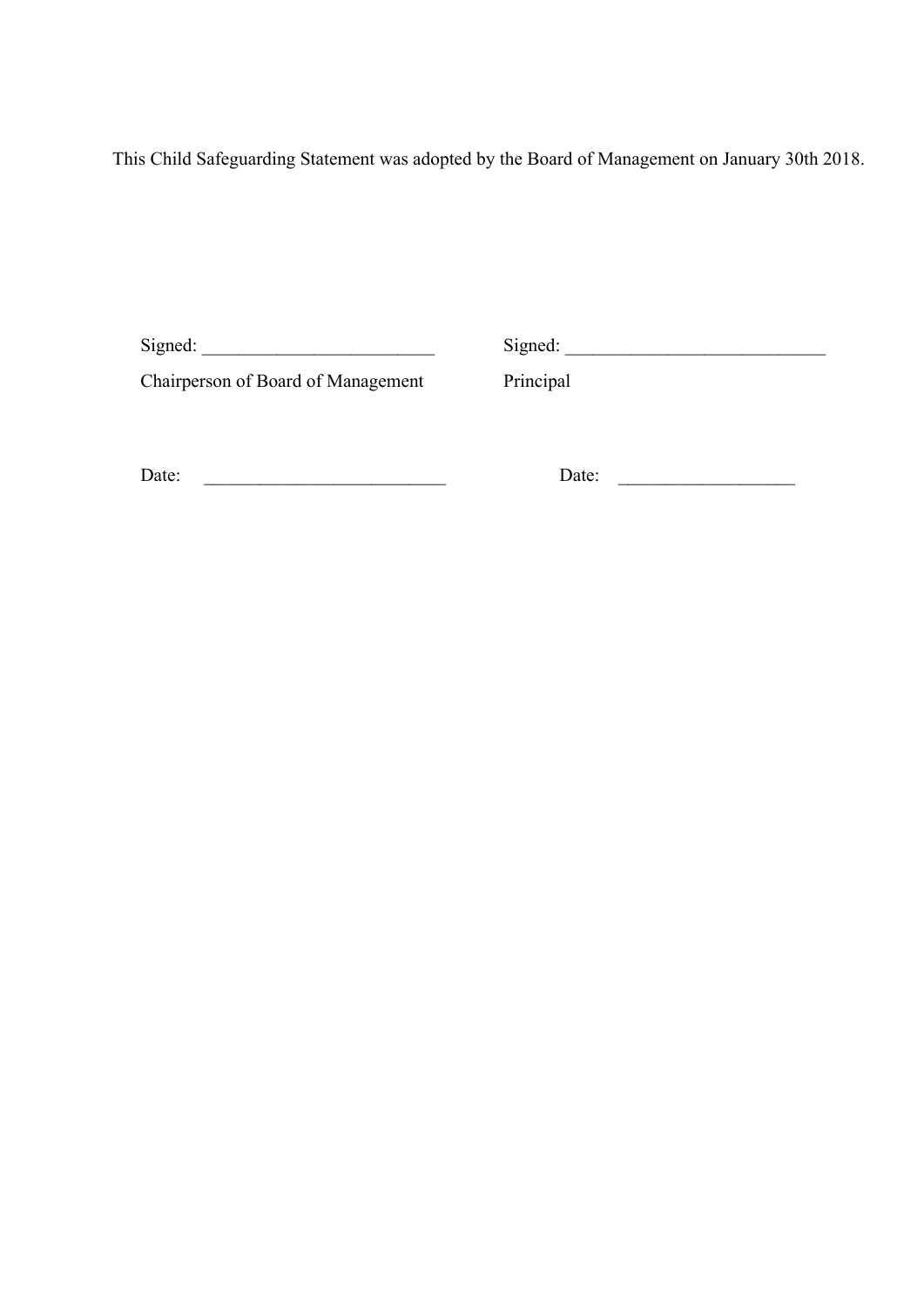This Child Safeguarding Statement was adopted by the Board of Management on January 30th 2018.

| | |
|---|---|
| Signed: _________________________ | Signed: ____________________________ |
| Chairperson of Board of Management | Principal |
| Date: __________________________ | Date: ___________________ |